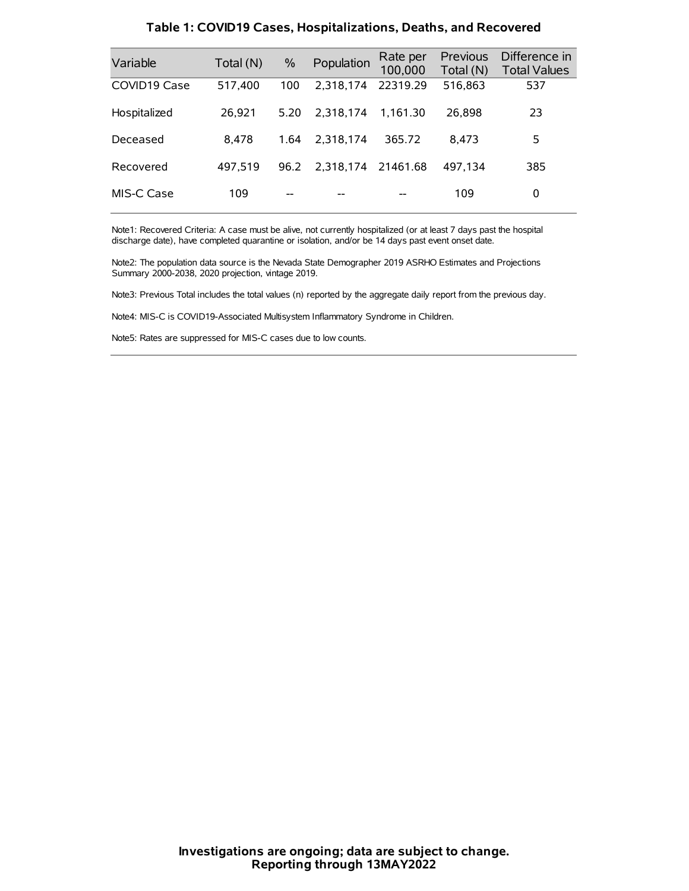## Table 1: COVID19 Cases, Hospitalizations, Deaths, and Recovered

| Variable | Total (N) | % | Population | Rate per 100,000 | Previous Total (N) | Difference in Total Values |
|---|---|---|---|---|---|---|
| COVID19 Case | 517,400 | 100 | 2,318,174 | 22319.29 | 516,863 | 537 |
| Hospitalized | 26,921 | 5.20 | 2,318,174 | 1,161.30 | 26,898 | 23 |
| Deceased | 8,478 | 1.64 | 2,318,174 | 365.72 | 8,473 | 5 |
| Recovered | 497,519 | 96.2 | 2,318,174 | 21461.68 | 497,134 | 385 |
| MIS-C Case | 109 | -- | -- | -- | 109 | 0 |

Note1: Recovered Criteria: A case must be alive, not currently hospitalized (or at least 7 days past the hospital discharge date), have completed quarantine or isolation, and/or be 14 days past event onset date.

Note2: The population data source is the Nevada State Demographer 2019 ASRHO Estimates and Projections Summary 2000-2038, 2020 projection, vintage 2019.

Note3: Previous Total includes the total values (n) reported by the aggregate daily report from the previous day.

Note4: MIS-C is COVID19-Associated Multisystem Inflammatory Syndrome in Children.

Note5: Rates are suppressed for MIS-C cases due to low counts.

**Investigations are ongoing; data are subject to change.**
**Reporting through 13MAY2022**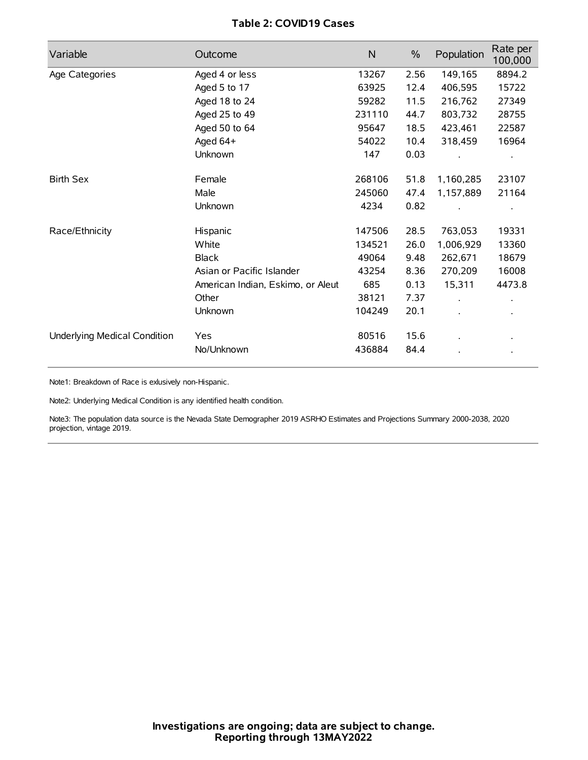# Table 2: COVID19 Cases

| Variable | Outcome | N | % | Population | Rate per 100,000 |
|---|---|---|---|---|---|
| Age Categories | Aged 4 or less | 13267 | 2.56 | 149,165 | 8894.2 |
| | Aged 5 to 17 | 63925 | 12.4 | 406,595 | 15722 |
| | Aged 18 to 24 | 59282 | 11.5 | 216,762 | 27349 |
| | Aged 25 to 49 | 231110 | 44.7 | 803,732 | 28755 |
| | Aged 50 to 64 | 95647 | 18.5 | 423,461 | 22587 |
| | Aged 64+ | 54022 | 10.4 | 318,459 | 16964 |
| | Unknown | 147 | 0.03 | . | . |
| Birth Sex | Female | 268106 | 51.8 | 1,160,285 | 23107 |
| | Male | 245060 | 47.4 | 1,157,889 | 21164 |
| | Unknown | 4234 | 0.82 | . | . |
| Race/Ethnicity | Hispanic | 147506 | 28.5 | 763,053 | 19331 |
| | White | 134521 | 26.0 | 1,006,929 | 13360 |
| | Black | 49064 | 9.48 | 262,671 | 18679 |
| | Asian or Pacific Islander | 43254 | 8.36 | 270,209 | 16008 |
| | American Indian, Eskimo, or Aleut | 685 | 0.13 | 15,311 | 4473.8 |
| | Other | 38121 | 7.37 | . | . |
| | Unknown | 104249 | 20.1 | . | . |
| Underlying Medical Condition | Yes | 80516 | 15.6 | . | . |
| | No/Unknown | 436884 | 84.4 | . | . |

Note1: Breakdown of Race is exlusively non-Hispanic.

Note2: Underlying Medical Condition is any identified health condition.

Note3: The population data source is the Nevada State Demographer 2019 ASRHO Estimates and Projections Summary 2000-2038, 2020 projection, vintage 2019.

**Investigations are ongoing; data are subject to change.**
**Reporting through 13MAY2022**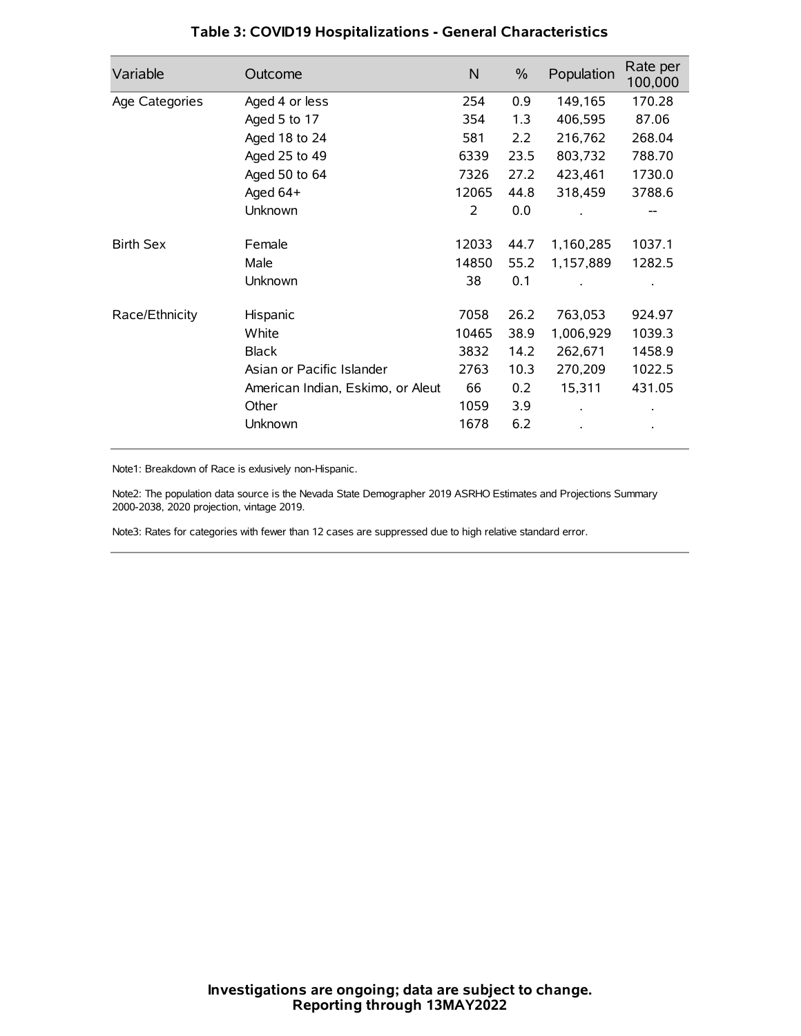# Table 3: COVID19 Hospitalizations - General Characteristics

| Variable | Outcome | N | % | Population | Rate per 100,000 |
|---|---|---|---|---|---|
| Age Categories | Aged 4 or less | 254 | 0.9 | 149,165 | 170.28 |
| | Aged 5 to 17 | 354 | 1.3 | 406,595 | 87.06 |
| | Aged 18 to 24 | 581 | 2.2 | 216,762 | 268.04 |
| | Aged 25 to 49 | 6339 | 23.5 | 803,732 | 788.70 |
| | Aged 50 to 64 | 7326 | 27.2 | 423,461 | 1730.0 |
| | Aged 64+ | 12065 | 44.8 | 318,459 | 3788.6 |
| | Unknown | 2 | 0.0 | . | -- |
| Birth Sex | Female | 12033 | 44.7 | 1,160,285 | 1037.1 |
| | Male | 14850 | 55.2 | 1,157,889 | 1282.5 |
| | Unknown | 38 | 0.1 | . | . |
| Race/Ethnicity | Hispanic | 7058 | 26.2 | 763,053 | 924.97 |
| | White | 10465 | 38.9 | 1,006,929 | 1039.3 |
| | Black | 3832 | 14.2 | 262,671 | 1458.9 |
| | Asian or Pacific Islander | 2763 | 10.3 | 270,209 | 1022.5 |
| | American Indian, Eskimo, or Aleut | 66 | 0.2 | 15,311 | 431.05 |
| | Other | 1059 | 3.9 | . | . |
| | Unknown | 1678 | 6.2 | . | . |

Note1: Breakdown of Race is exlusively non-Hispanic.

Note2: The population data source is the Nevada State Demographer 2019 ASRHO Estimates and Projections Summary 2000-2038, 2020 projection, vintage 2019.

Note3: Rates for categories with fewer than 12 cases are suppressed due to high relative standard error.

**Investigations are ongoing; data are subject to change.**
**Reporting through 13MAY2022**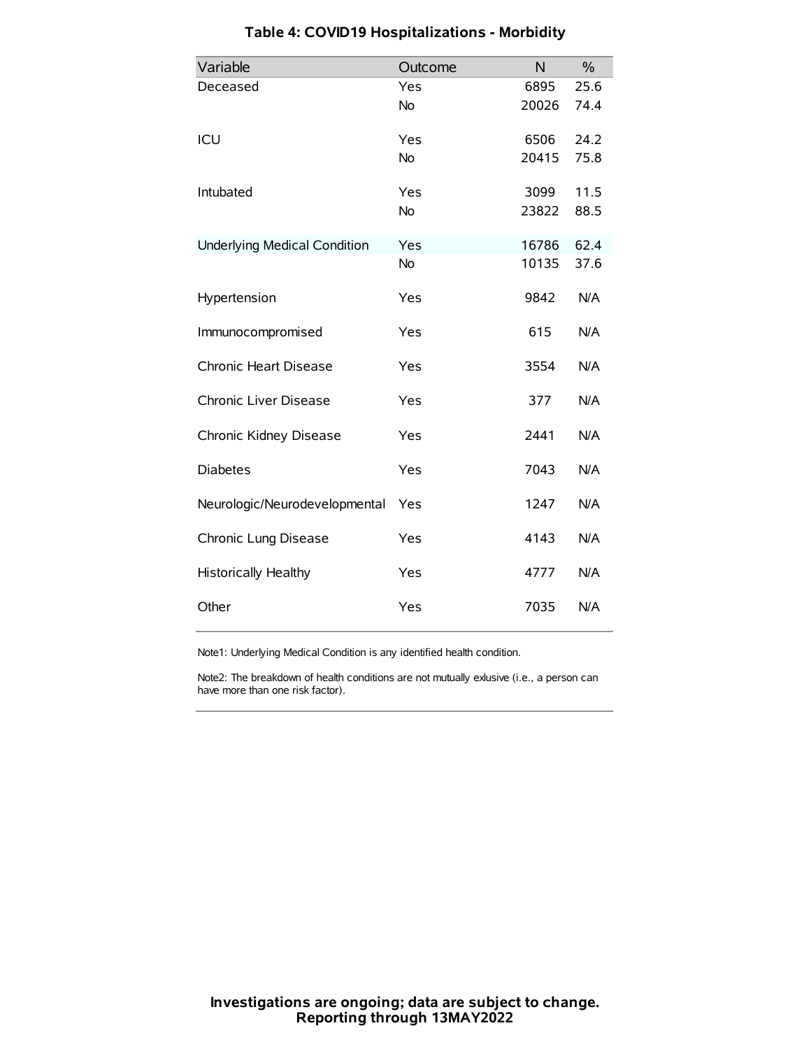# Table 4: COVID19 Hospitalizations - Morbidity

| Variable | Outcome | N | % |
|---|---|---|---|
| Deceased | Yes | 6895 | 25.6 |
| | No | 20026 | 74.4 |
| ICU | Yes | 6506 | 24.2 |
| | No | 20415 | 75.8 |
| Intubated | Yes | 3099 | 11.5 |
| | No | 23822 | 88.5 |
| Underlying Medical Condition | Yes | 16786 | 62.4 |
| | No | 10135 | 37.6 |
| Hypertension | Yes | 9842 | N/A |
| Immunocompromised | Yes | 615 | N/A |
| Chronic Heart Disease | Yes | 3554 | N/A |
| Chronic Liver Disease | Yes | 377 | N/A |
| Chronic Kidney Disease | Yes | 2441 | N/A |
| Diabetes | Yes | 7043 | N/A |
| Neurologic/Neurodevelopmental | Yes | 1247 | N/A |
| Chronic Lung Disease | Yes | 4143 | N/A |
| Historically Healthy | Yes | 4777 | N/A |
| Other | Yes | 7035 | N/A |

Note1: Underlying Medical Condition is any identified health condition.

Note2: The breakdown of health conditions are not mutually exlusive (i.e., a person can have more than one risk factor).

**Investigations are ongoing; data are subject to change.**
**Reporting through 13MAY2022**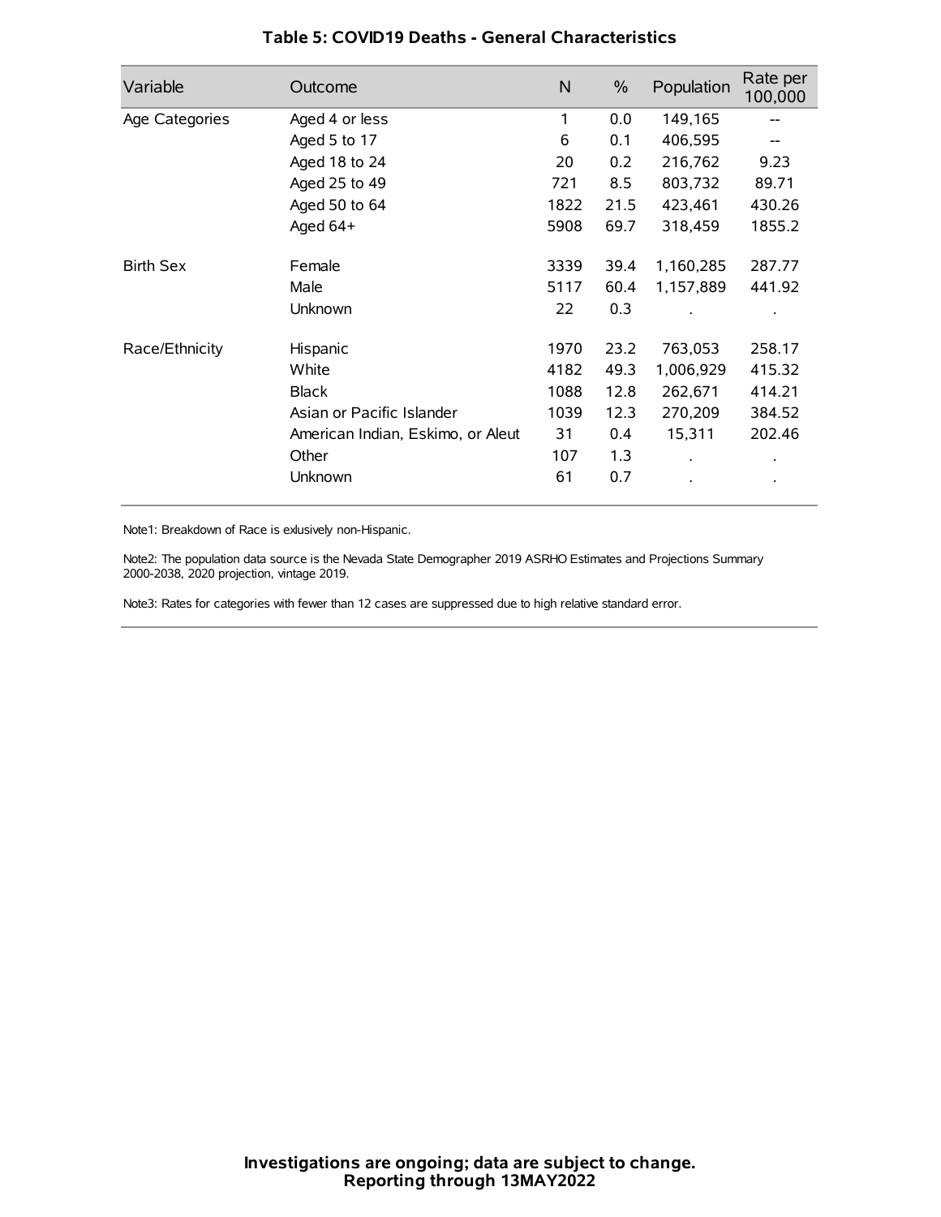### Table 5: COVID19 Deaths - General Characteristics

| Variable | Outcome | N | % | Population | Rate per 100,000 |
|---|---|---|---|---|---|
| Age Categories | Aged 4 or less | 1 | 0.0 | 149,165 | -- |
| | Aged 5 to 17 | 6 | 0.1 | 406,595 | -- |
| | Aged 18 to 24 | 20 | 0.2 | 216,762 | 9.23 |
| | Aged 25 to 49 | 721 | 8.5 | 803,732 | 89.71 |
| | Aged 50 to 64 | 1822 | 21.5 | 423,461 | 430.26 |
| | Aged 64+ | 5908 | 69.7 | 318,459 | 1855.2 |
| Birth Sex | Female | 3339 | 39.4 | 1,160,285 | 287.77 |
| | Male | 5117 | 60.4 | 1,157,889 | 441.92 |
| | Unknown | 22 | 0.3 | . | . |
| Race/Ethnicity | Hispanic | 1970 | 23.2 | 763,053 | 258.17 |
| | White | 4182 | 49.3 | 1,006,929 | 415.32 |
| | Black | 1088 | 12.8 | 262,671 | 414.21 |
| | Asian or Pacific Islander | 1039 | 12.3 | 270,209 | 384.52 |
| | American Indian, Eskimo, or Aleut | 31 | 0.4 | 15,311 | 202.46 |
| | Other | 107 | 1.3 | . | . |
| | Unknown | 61 | 0.7 | . | . |

Note1: Breakdown of Race is exlusively non-Hispanic.

Note2: The population data source is the Nevada State Demographer 2019 ASRHO Estimates and Projections Summary 2000-2038, 2020 projection, vintage 2019.

Note3: Rates for categories with fewer than 12 cases are suppressed due to high relative standard error.

**Investigations are ongoing; data are subject to change.**
**Reporting through 13MAY2022**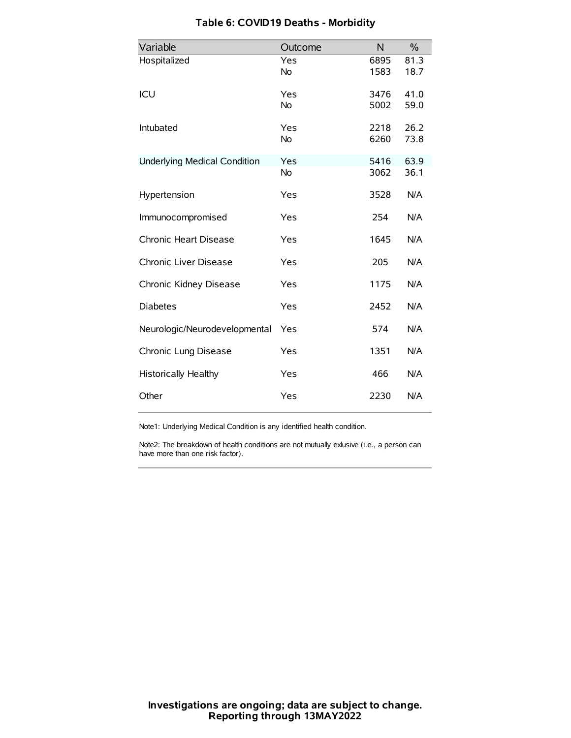# Table 6: COVID19 Deaths - Morbidity

| Variable | Outcome | N | % |
|---|---|---|---|
| Hospitalized | Yes | 6895 | 81.3 |
| | No | 1583 | 18.7 |
| ICU | Yes | 3476 | 41.0 |
| | No | 5002 | 59.0 |
| Intubated | Yes | 2218 | 26.2 |
| | No | 6260 | 73.8 |
| Underlying Medical Condition | Yes | 5416 | 63.9 |
| | No | 3062 | 36.1 |
| Hypertension | Yes | 3528 | N/A |
| Immunocompromised | Yes | 254 | N/A |
| Chronic Heart Disease | Yes | 1645 | N/A |
| Chronic Liver Disease | Yes | 205 | N/A |
| Chronic Kidney Disease | Yes | 1175 | N/A |
| Diabetes | Yes | 2452 | N/A |
| Neurologic/Neurodevelopmental | Yes | 574 | N/A |
| Chronic Lung Disease | Yes | 1351 | N/A |
| Historically Healthy | Yes | 466 | N/A |
| Other | Yes | 2230 | N/A |

Note1: Underlying Medical Condition is any identified health condition.

Note2: The breakdown of health conditions are not mutually exlusive (i.e., a person can have more than one risk factor).

**Investigations are ongoing; data are subject to change.**
**Reporting through 13MAY2022**